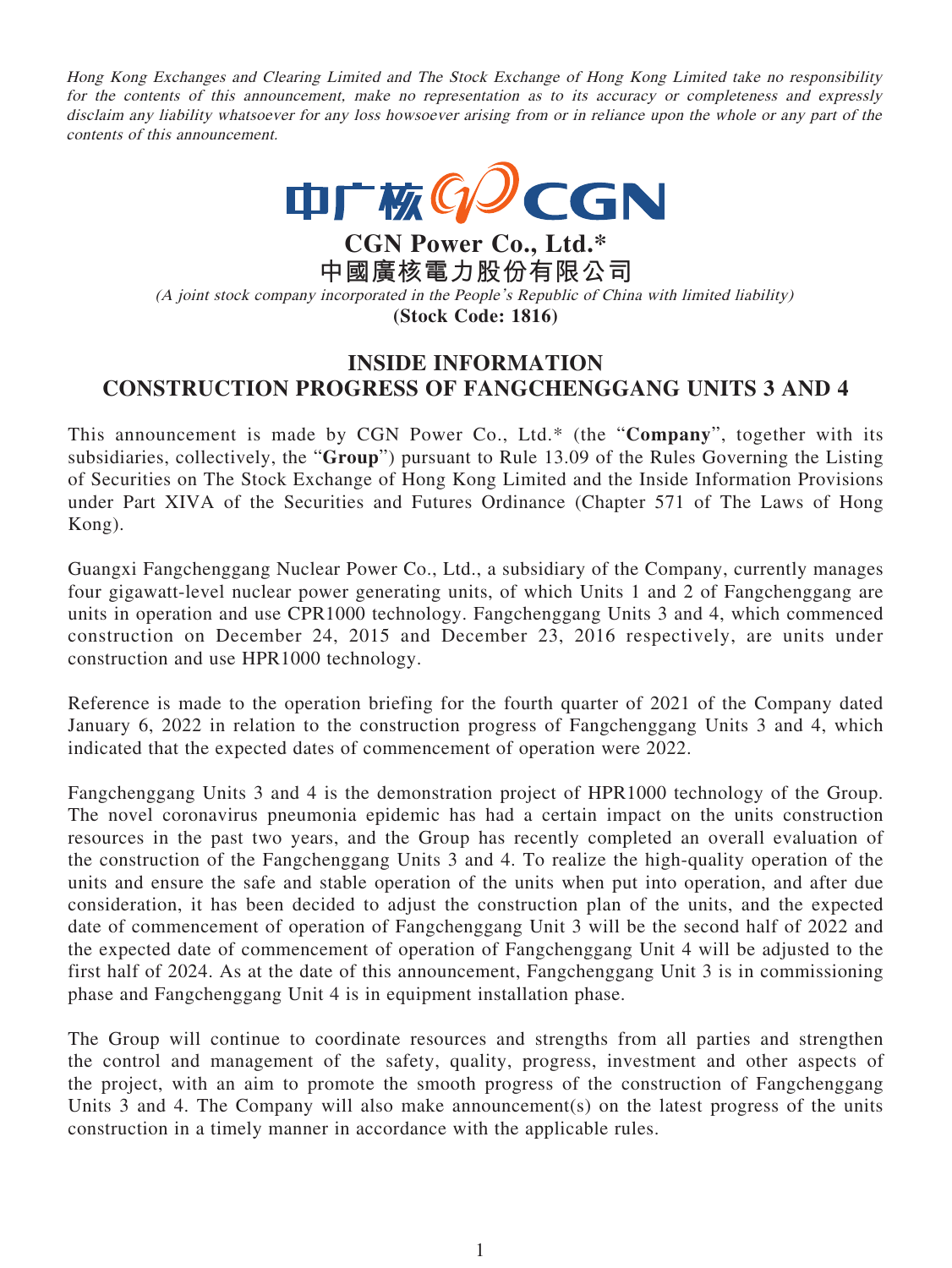*Hong Kong Exchanges and Clearing Limited and The Stock Exchange of Hong Kong Limited take no responsibility for the contents of this announcement, make no representation as to its accuracy or completeness and expressly disclaim any liability whatsoever for any loss howsoever arising from or in reliance upon the whole or any part of the contents of this announcement.*

# CGN Power Co., Ltd.*
# 中國廣核電力股份有限公司

*(A joint stock company incorporated in the People's Republic of China with limited liability)*

**(Stock Code: 1816)**

## INSIDE INFORMATION
## CONSTRUCTION PROGRESS OF FANGCHENGGANG UNITS 3 AND 4

This announcement is made by CGN Power Co., Ltd.* (the "**Company**", together with its subsidiaries, collectively, the "**Group**") pursuant to Rule 13.09 of the Rules Governing the Listing of Securities on The Stock Exchange of Hong Kong Limited and the Inside Information Provisions under Part XIVA of the Securities and Futures Ordinance (Chapter 571 of The Laws of Hong Kong).

Guangxi Fangchenggang Nuclear Power Co., Ltd., a subsidiary of the Company, currently manages four gigawatt-level nuclear power generating units, of which Units 1 and 2 of Fangchenggang are units in operation and use CPR1000 technology. Fangchenggang Units 3 and 4, which commenced construction on December 24, 2015 and December 23, 2016 respectively, are units under construction and use HPR1000 technology.

Reference is made to the operation briefing for the fourth quarter of 2021 of the Company dated January 6, 2022 in relation to the construction progress of Fangchenggang Units 3 and 4, which indicated that the expected dates of commencement of operation were 2022.

Fangchenggang Units 3 and 4 is the demonstration project of HPR1000 technology of the Group. The novel coronavirus pneumonia epidemic has had a certain impact on the units construction resources in the past two years, and the Group has recently completed an overall evaluation of the construction of the Fangchenggang Units 3 and 4. To realize the high-quality operation of the units and ensure the safe and stable operation of the units when put into operation, and after due consideration, it has been decided to adjust the construction plan of the units, and the expected date of commencement of operation of Fangchenggang Unit 3 will be the second half of 2022 and the expected date of commencement of operation of Fangchenggang Unit 4 will be adjusted to the first half of 2024. As at the date of this announcement, Fangchenggang Unit 3 is in commissioning phase and Fangchenggang Unit 4 is in equipment installation phase.

The Group will continue to coordinate resources and strengths from all parties and strengthen the control and management of the safety, quality, progress, investment and other aspects of the project, with an aim to promote the smooth progress of the construction of Fangchenggang Units 3 and 4. The Company will also make announcement(s) on the latest progress of the units construction in a timely manner in accordance with the applicable rules.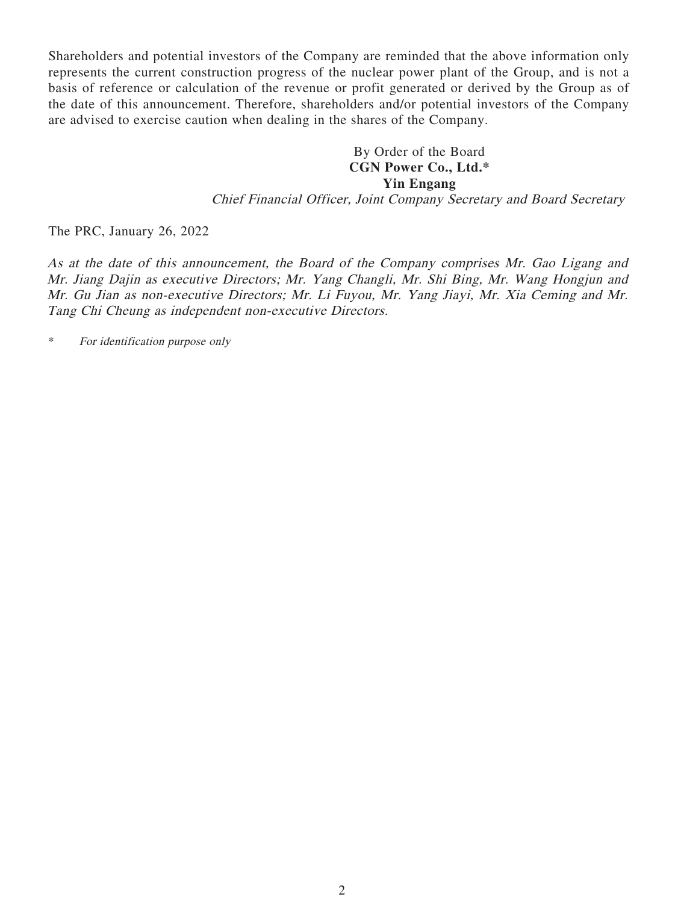Shareholders and potential investors of the Company are reminded that the above information only represents the current construction progress of the nuclear power plant of the Group, and is not a basis of reference or calculation of the revenue or profit generated or derived by the Group as of the date of this announcement. Therefore, shareholders and/or potential investors of the Company are advised to exercise caution when dealing in the shares of the Company.

By Order of the Board
**CGN Power Co., Ltd.***
**Yin Engang**
*Chief Financial Officer, Joint Company Secretary and Board Secretary*

The PRC, January 26, 2022

*As at the date of this announcement, the Board of the Company comprises Mr. Gao Ligang and Mr. Jiang Dajin as executive Directors; Mr. Yang Changli, Mr. Shi Bing, Mr. Wang Hongjun and Mr. Gu Jian as non-executive Directors; Mr. Li Fuyou, Mr. Yang Jiayi, Mr. Xia Ceming and Mr. Tang Chi Cheung as independent non-executive Directors.*

\* *For identification purpose only*